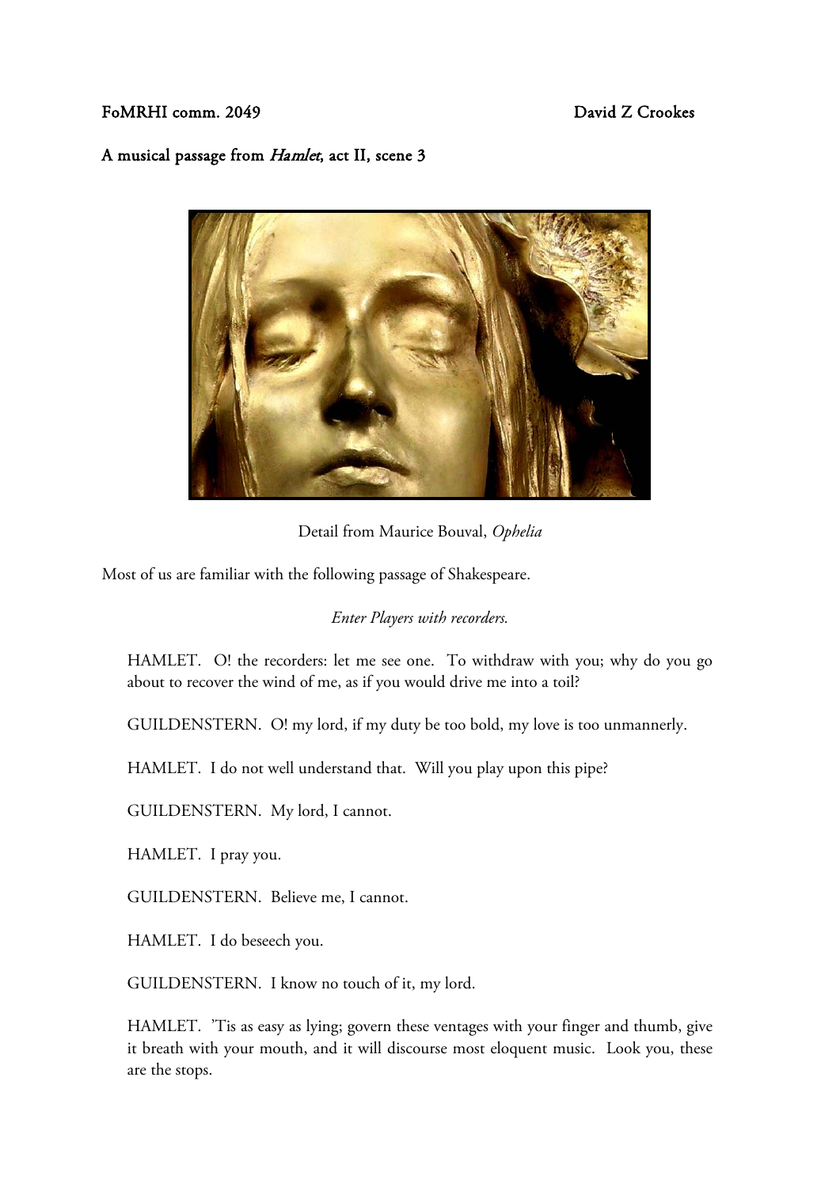FoMRHI comm. 2049 David Z Crookes

# A musical passage from *Hamlet*, act II, scene 3

Detail from Maurice Bouval, *Ophelia*

Most of us are familiar with the following passage of Shakespeare.

*Enter Players with recorders.*

HAMLET. O! the recorders: let me see one. To withdraw with you; why do you go about to recover the wind of me, as if you would drive me into a toil?

GUILDENSTERN. O! my lord, if my duty be too bold, my love is too unmannerly.

HAMLET. I do not well understand that. Will you play upon this pipe?

GUILDENSTERN. My lord, I cannot.

HAMLET. I pray you.

GUILDENSTERN. Believe me, I cannot.

HAMLET. I do beseech you.

GUILDENSTERN. I know no touch of it, my lord.

HAMLET. 'Tis as easy as lying; govern these ventages with your finger and thumb, give it breath with your mouth, and it will discourse most eloquent music. Look you, these are the stops.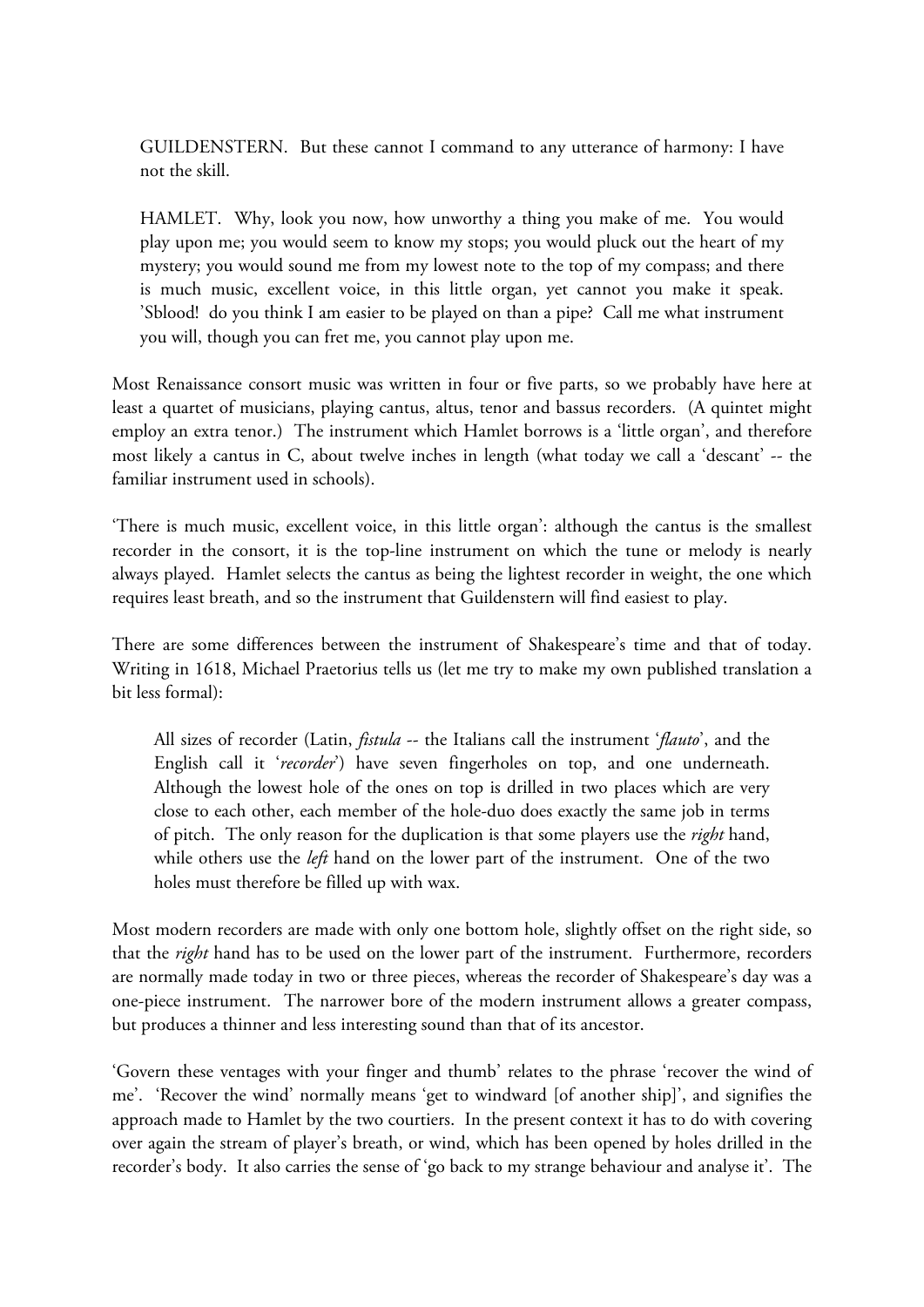> GUILDENSTERN. But these cannot I command to any utterance of harmony: I have not the skill.
>
> HAMLET. Why, look you now, how unworthy a thing you make of me. You would play upon me; you would seem to know my stops; you would pluck out the heart of my mystery; you would sound me from my lowest note to the top of my compass; and there is much music, excellent voice, in this little organ, yet cannot you make it speak. 'Sblood! do you think I am easier to be played on than a pipe? Call me what instrument you will, though you can fret me, you cannot play upon me.

Most Renaissance consort music was written in four or five parts, so we probably have here at least a quartet of musicians, playing cantus, altus, tenor and bassus recorders. (A quintet might employ an extra tenor.) The instrument which Hamlet borrows is a 'little organ', and therefore most likely a cantus in C, about twelve inches in length (what today we call a 'descant' -- the familiar instrument used in schools).

'There is much music, excellent voice, in this little organ': although the cantus is the smallest recorder in the consort, it is the top-line instrument on which the tune or melody is nearly always played. Hamlet selects the cantus as being the lightest recorder in weight, the one which requires least breath, and so the instrument that Guildenstern will find easiest to play.

There are some differences between the instrument of Shakespeare's time and that of today. Writing in 1618, Michael Praetorius tells us (let me try to make my own published translation a bit less formal):

> All sizes of recorder (Latin, *fistula* -- the Italians call the instrument '*flauto*', and the English call it '*recorder*') have seven fingerholes on top, and one underneath. Although the lowest hole of the ones on top is drilled in two places which are very close to each other, each member of the hole-duo does exactly the same job in terms of pitch. The only reason for the duplication is that some players use the *right* hand, while others use the *left* hand on the lower part of the instrument. One of the two holes must therefore be filled up with wax.

Most modern recorders are made with only one bottom hole, slightly offset on the right side, so that the *right* hand has to be used on the lower part of the instrument. Furthermore, recorders are normally made today in two or three pieces, whereas the recorder of Shakespeare's day was a one-piece instrument. The narrower bore of the modern instrument allows a greater compass, but produces a thinner and less interesting sound than that of its ancestor.

'Govern these ventages with your finger and thumb' relates to the phrase 'recover the wind of me'. 'Recover the wind' normally means 'get to windward [of another ship]', and signifies the approach made to Hamlet by the two courtiers. In the present context it has to do with covering over again the stream of player's breath, or wind, which has been opened by holes drilled in the recorder's body. It also carries the sense of 'go back to my strange behaviour and analyse it'. The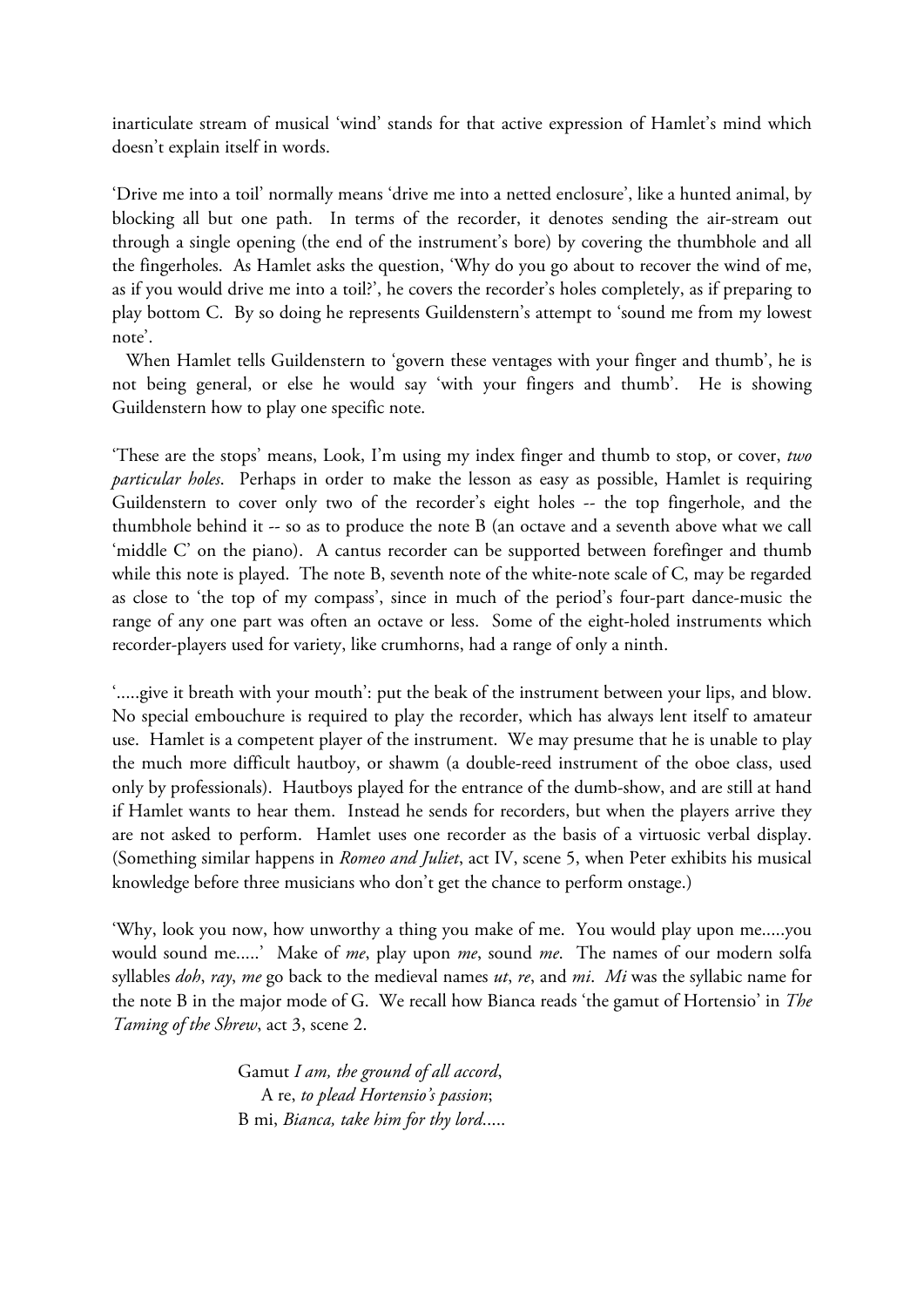inarticulate stream of musical 'wind' stands for that active expression of Hamlet's mind which doesn't explain itself in words.

'Drive me into a toil' normally means 'drive me into a netted enclosure', like a hunted animal, by blocking all but one path. In terms of the recorder, it denotes sending the air-stream out through a single opening (the end of the instrument's bore) by covering the thumbhole and all the fingerholes. As Hamlet asks the question, 'Why do you go about to recover the wind of me, as if you would drive me into a toil?', he covers the recorder's holes completely, as if preparing to play bottom C. By so doing he represents Guildenstern's attempt to 'sound me from my lowest note'.

When Hamlet tells Guildenstern to 'govern these ventages with your finger and thumb', he is not being general, or else he would say 'with your fingers and thumb'. He is showing Guildenstern how to play one specific note.

'These are the stops' means, Look, I'm using my index finger and thumb to stop, or cover, *two particular holes*. Perhaps in order to make the lesson as easy as possible, Hamlet is requiring Guildenstern to cover only two of the recorder's eight holes -- the top fingerhole, and the thumbhole behind it -- so as to produce the note B (an octave and a seventh above what we call 'middle C' on the piano). A cantus recorder can be supported between forefinger and thumb while this note is played. The note B, seventh note of the white-note scale of C, may be regarded as close to 'the top of my compass', since in much of the period's four-part dance-music the range of any one part was often an octave or less. Some of the eight-holed instruments which recorder-players used for variety, like crumhorns, had a range of only a ninth.

'.....give it breath with your mouth': put the beak of the instrument between your lips, and blow. No special embouchure is required to play the recorder, which has always lent itself to amateur use. Hamlet is a competent player of the instrument. We may presume that he is unable to play the much more difficult hautboy, or shawm (a double-reed instrument of the oboe class, used only by professionals). Hautboys played for the entrance of the dumb-show, and are still at hand if Hamlet wants to hear them. Instead he sends for recorders, but when the players arrive they are not asked to perform. Hamlet uses one recorder as the basis of a virtuosic verbal display. (Something similar happens in *Romeo and Juliet*, act IV, scene 5, when Peter exhibits his musical knowledge before three musicians who don't get the chance to perform onstage.)

'Why, look you now, how unworthy a thing you make of me. You would play upon me.....you would sound me.....' Make of *me*, play upon *me*, sound *me*. The names of our modern solfa syllables *doh*, *ray*, *me* go back to the medieval names *ut*, *re*, and *mi*. *Mi* was the syllabic name for the note B in the major mode of G. We recall how Bianca reads 'the gamut of Hortensio' in *The Taming of the Shrew*, act 3, scene 2.

> Gamut *I am, the ground of all accord*,
> A re, *to plead Hortensio's passion*;
> B mi, *Bianca, take him for thy lord*.....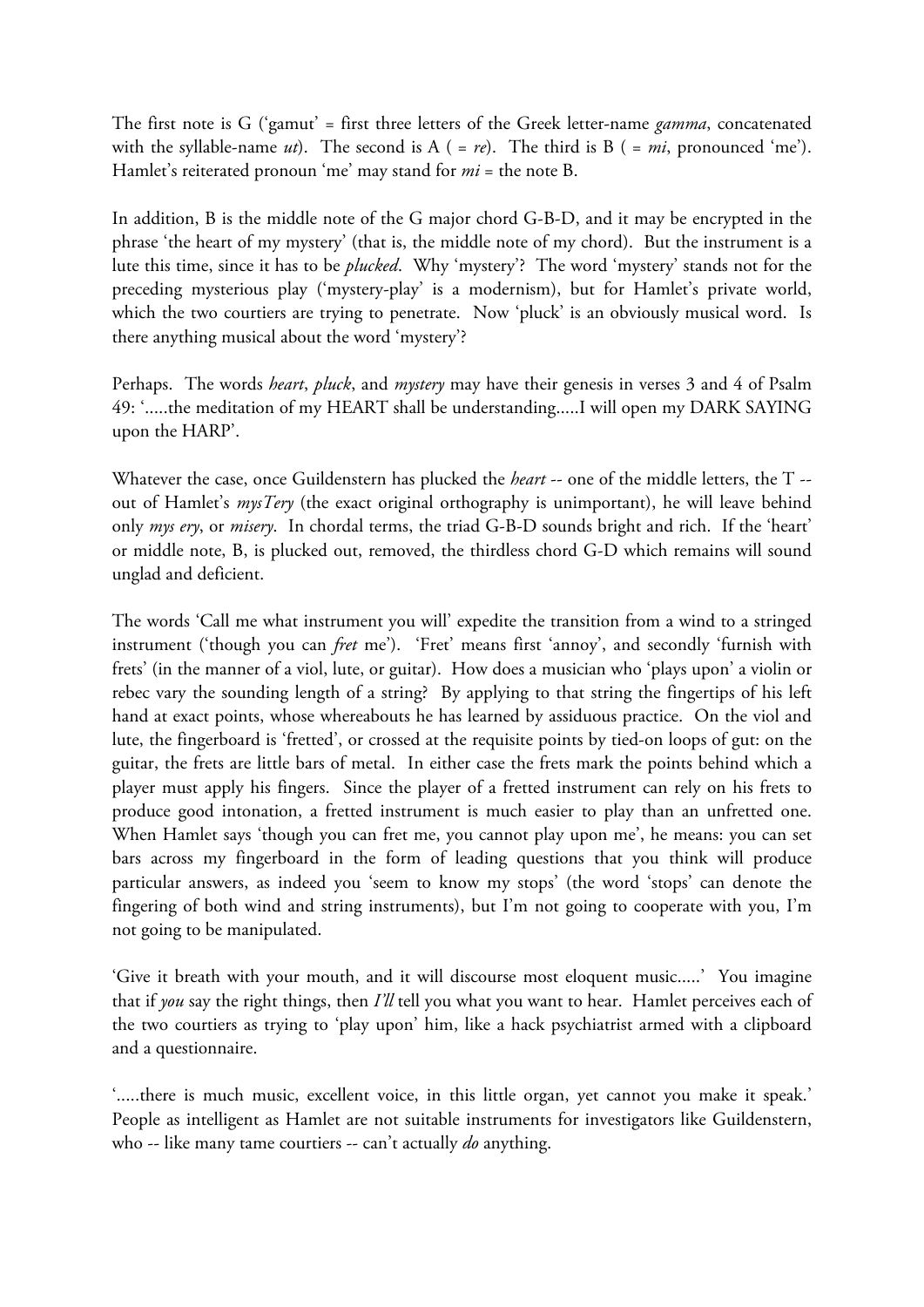The first note is G ('gamut' = first three letters of the Greek letter-name *gamma*, concatenated with the syllable-name *ut*). The second is A ( = *re*). The third is B ( = *mi*, pronounced 'me'). Hamlet's reiterated pronoun 'me' may stand for *mi* = the note B.

In addition, B is the middle note of the G major chord G-B-D, and it may be encrypted in the phrase 'the heart of my mystery' (that is, the middle note of my chord). But the instrument is a lute this time, since it has to be *plucked*. Why 'mystery'? The word 'mystery' stands not for the preceding mysterious play ('mystery-play' is a modernism), but for Hamlet's private world, which the two courtiers are trying to penetrate. Now 'pluck' is an obviously musical word. Is there anything musical about the word 'mystery'?

Perhaps. The words *heart*, *pluck*, and *mystery* may have their genesis in verses 3 and 4 of Psalm 49: '.....the meditation of my HEART shall be understanding.....I will open my DARK SAYING upon the HARP'.

Whatever the case, once Guildenstern has plucked the *heart* -- one of the middle letters, the T -- out of Hamlet's *mysTery* (the exact original orthography is unimportant), he will leave behind only *mys ery*, or *misery*. In chordal terms, the triad G-B-D sounds bright and rich. If the 'heart' or middle note, B, is plucked out, removed, the thirdless chord G-D which remains will sound unglad and deficient.

The words 'Call me what instrument you will' expedite the transition from a wind to a stringed instrument ('though you can *fret* me'). 'Fret' means first 'annoy', and secondly 'furnish with frets' (in the manner of a viol, lute, or guitar). How does a musician who 'plays upon' a violin or rebec vary the sounding length of a string? By applying to that string the fingertips of his left hand at exact points, whose whereabouts he has learned by assiduous practice. On the viol and lute, the fingerboard is 'fretted', or crossed at the requisite points by tied-on loops of gut: on the guitar, the frets are little bars of metal. In either case the frets mark the points behind which a player must apply his fingers. Since the player of a fretted instrument can rely on his frets to produce good intonation, a fretted instrument is much easier to play than an unfretted one. When Hamlet says 'though you can fret me, you cannot play upon me', he means: you can set bars across my fingerboard in the form of leading questions that you think will produce particular answers, as indeed you 'seem to know my stops' (the word 'stops' can denote the fingering of both wind and string instruments), but I'm not going to cooperate with you, I'm not going to be manipulated.

'Give it breath with your mouth, and it will discourse most eloquent music.....' You imagine that if *you* say the right things, then *I'll* tell you what you want to hear. Hamlet perceives each of the two courtiers as trying to 'play upon' him, like a hack psychiatrist armed with a clipboard and a questionnaire.

'.....there is much music, excellent voice, in this little organ, yet cannot you make it speak.' People as intelligent as Hamlet are not suitable instruments for investigators like Guildenstern, who -- like many tame courtiers -- can't actually *do* anything.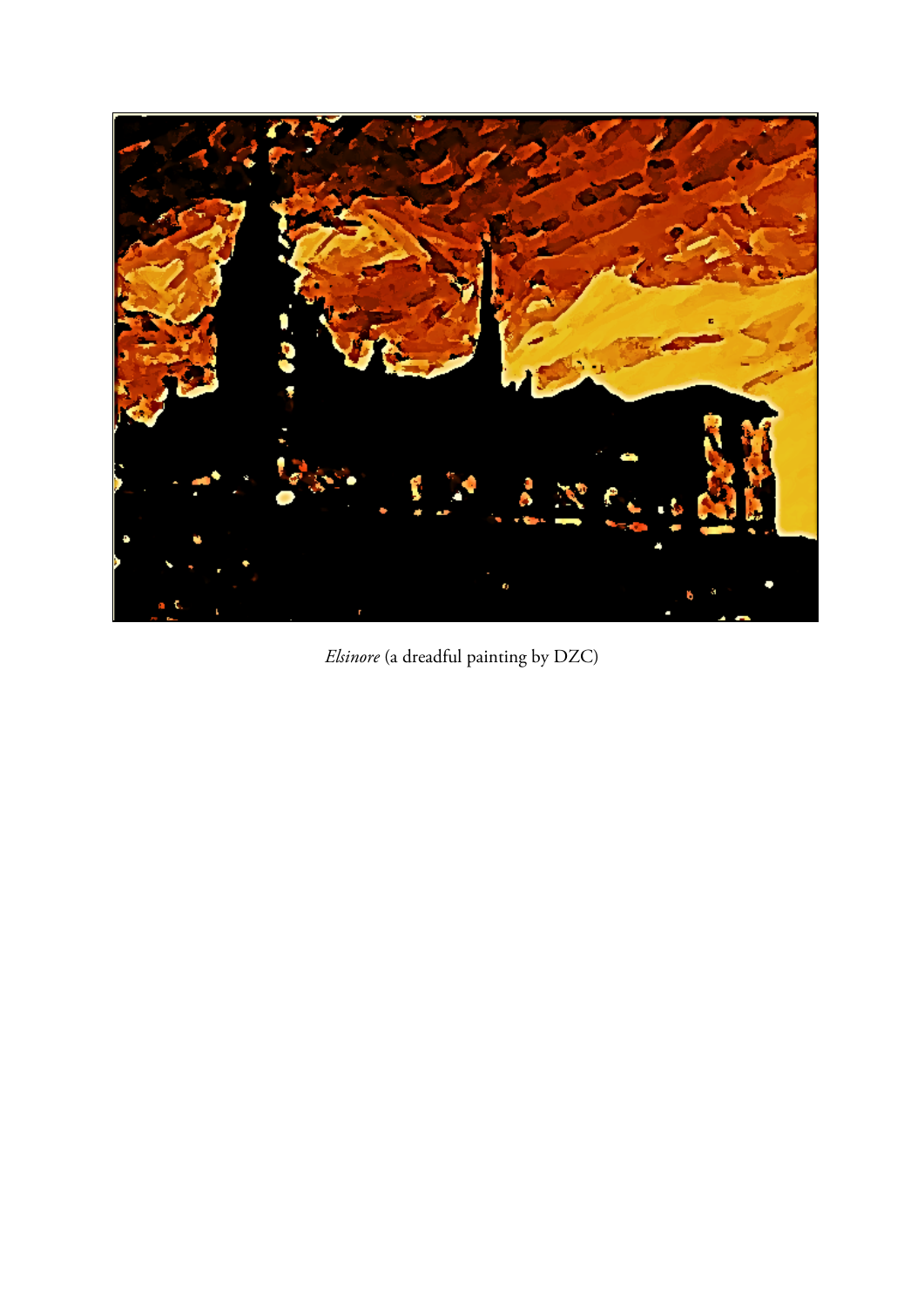*Elsinore* (a dreadful painting by DZC)